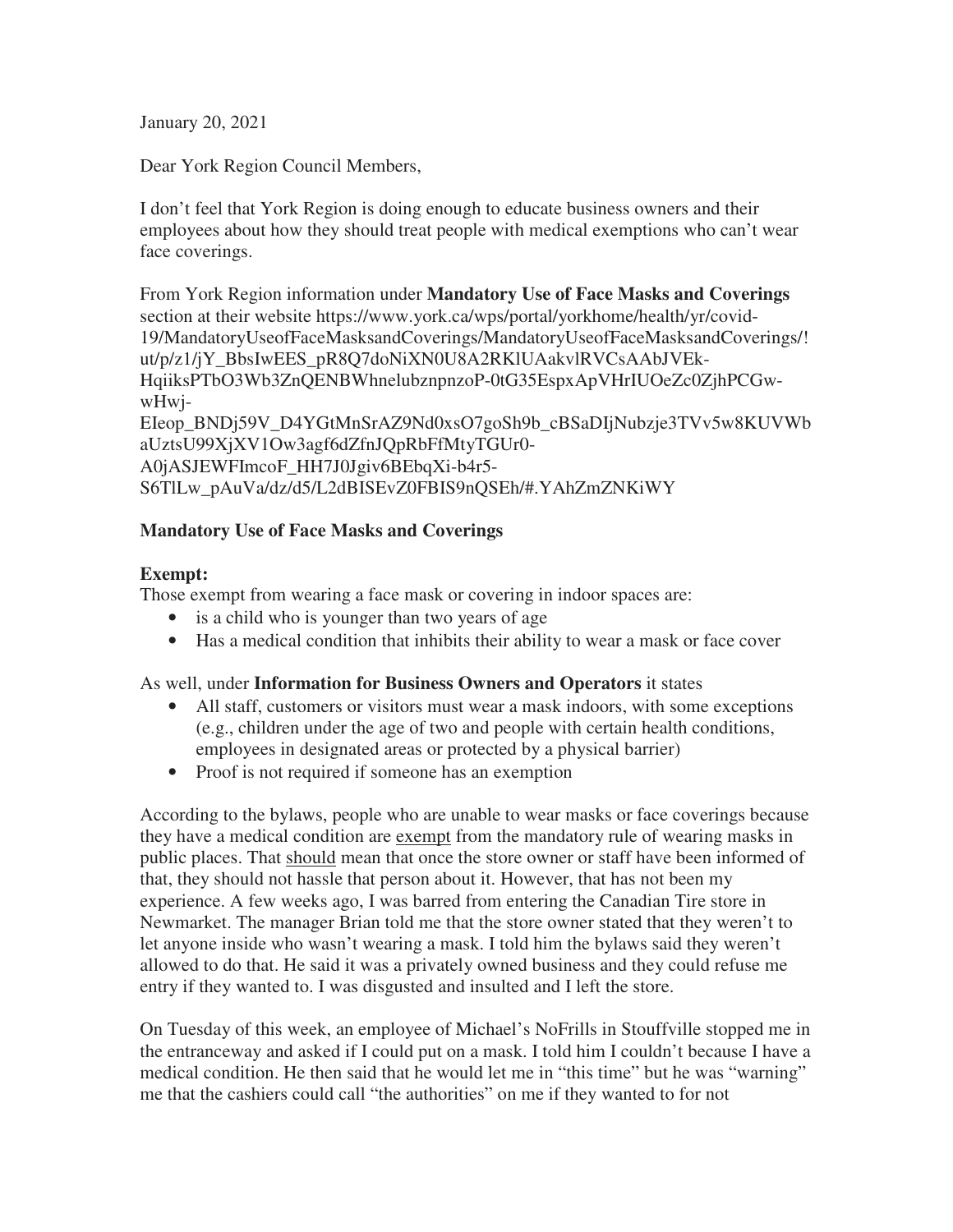January 20, 2021

Dear York Region Council Members,

I don't feel that York Region is doing enough to educate business owners and their employees about how they should treat people with medical exemptions who can't wear face coverings.

From York Region information under **Mandatory Use of Face Masks and Coverings** section at their website https://www.york.ca/wps/portal/yorkhome/health/yr/covid-19/MandatoryUseofFaceMasksandCoverings/MandatoryUseofFaceMasksandCoverings/!ut/p/z1/jY_BbsIwEES_pR8Q7doNiXN0U8A2RKlUAakvlRVCsAAbJVEk-HqiiksPTbO3Wb3ZnQENBWhnelubznpnzoP-0tG35EspxApVHrIUOeZc0ZjhPCGw-wHwj-EIeop_BNDj59V_D4YGtMnSrAZ9Nd0xsO7goSh9b_cBSaDIjNubzje3TVv5w8KUVWbaUztsU99XjXV1Ow3agf6dZfnJQpRbFfMtyTGUr0-A0jASJEWFImcoF_HH7J0Jgiv6BEbqXi-b4r5-S6TlLw_pAuVa/dz/d5/L2dBISEvZ0FBIS9nQSEh/#.YAhZmZNKiWY

**Mandatory Use of Face Masks and Coverings**

**Exempt:**
Those exempt from wearing a face mask or covering in indoor spaces are:

- is a child who is younger than two years of age
- Has a medical condition that inhibits their ability to wear a mask or face cover

As well, under **Information for Business Owners and Operators** it states

- All staff, customers or visitors must wear a mask indoors, with some exceptions (e.g., children under the age of two and people with certain health conditions, employees in designated areas or protected by a physical barrier)
- Proof is not required if someone has an exemption

According to the bylaws, people who are unable to wear masks or face coverings because they have a medical condition are <u>exempt</u> from the mandatory rule of wearing masks in public places. That <u>should</u> mean that once the store owner or staff have been informed of that, they should not hassle that person about it. However, that has not been my experience. A few weeks ago, I was barred from entering the Canadian Tire store in Newmarket. The manager Brian told me that the store owner stated that they weren't to let anyone inside who wasn't wearing a mask. I told him the bylaws said they weren't allowed to do that. He said it was a privately owned business and they could refuse me entry if they wanted to. I was disgusted and insulted and I left the store.

On Tuesday of this week, an employee of Michael's NoFrills in Stouffville stopped me in the entranceway and asked if I could put on a mask. I told him I couldn't because I have a medical condition. He then said that he would let me in "this time" but he was "warning" me that the cashiers could call "the authorities" on me if they wanted to for not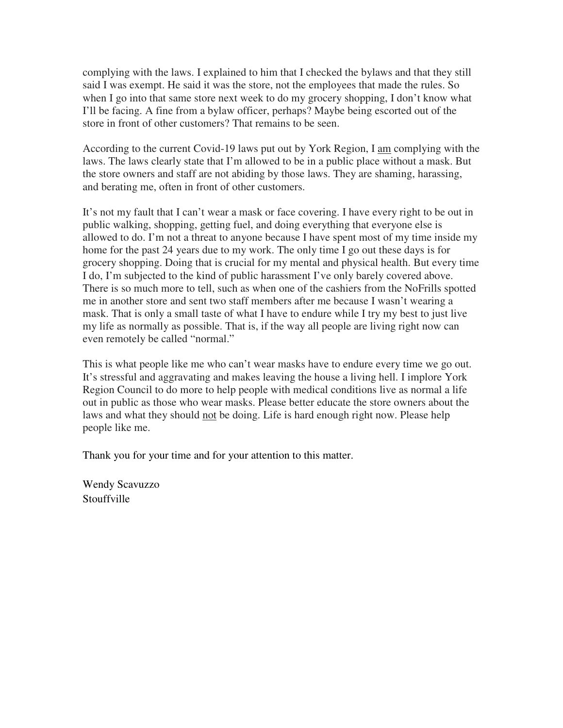complying with the laws. I explained to him that I checked the bylaws and that they still said I was exempt. He said it was the store, not the employees that made the rules. So when I go into that same store next week to do my grocery shopping, I don't know what I'll be facing. A fine from a bylaw officer, perhaps? Maybe being escorted out of the store in front of other customers? That remains to be seen.

According to the current Covid-19 laws put out by York Region, I <u>am</u> complying with the laws. The laws clearly state that I'm allowed to be in a public place without a mask. But the store owners and staff are not abiding by those laws. They are shaming, harassing, and berating me, often in front of other customers.

It's not my fault that I can't wear a mask or face covering. I have every right to be out in public walking, shopping, getting fuel, and doing everything that everyone else is allowed to do. I'm not a threat to anyone because I have spent most of my time inside my home for the past 24 years due to my work. The only time I go out these days is for grocery shopping. Doing that is crucial for my mental and physical health. But every time I do, I'm subjected to the kind of public harassment I've only barely covered above. There is so much more to tell, such as when one of the cashiers from the NoFrills spotted me in another store and sent two staff members after me because I wasn't wearing a mask. That is only a small taste of what I have to endure while I try my best to just live my life as normally as possible. That is, if the way all people are living right now can even remotely be called "normal."

This is what people like me who can't wear masks have to endure every time we go out. It's stressful and aggravating and makes leaving the house a living hell. I implore York Region Council to do more to help people with medical conditions live as normal a life out in public as those who wear masks. Please better educate the store owners about the laws and what they should <u>not</u> be doing. Life is hard enough right now. Please help people like me.

Thank you for your time and for your attention to this matter.

Wendy Scavuzzo
Stouffville